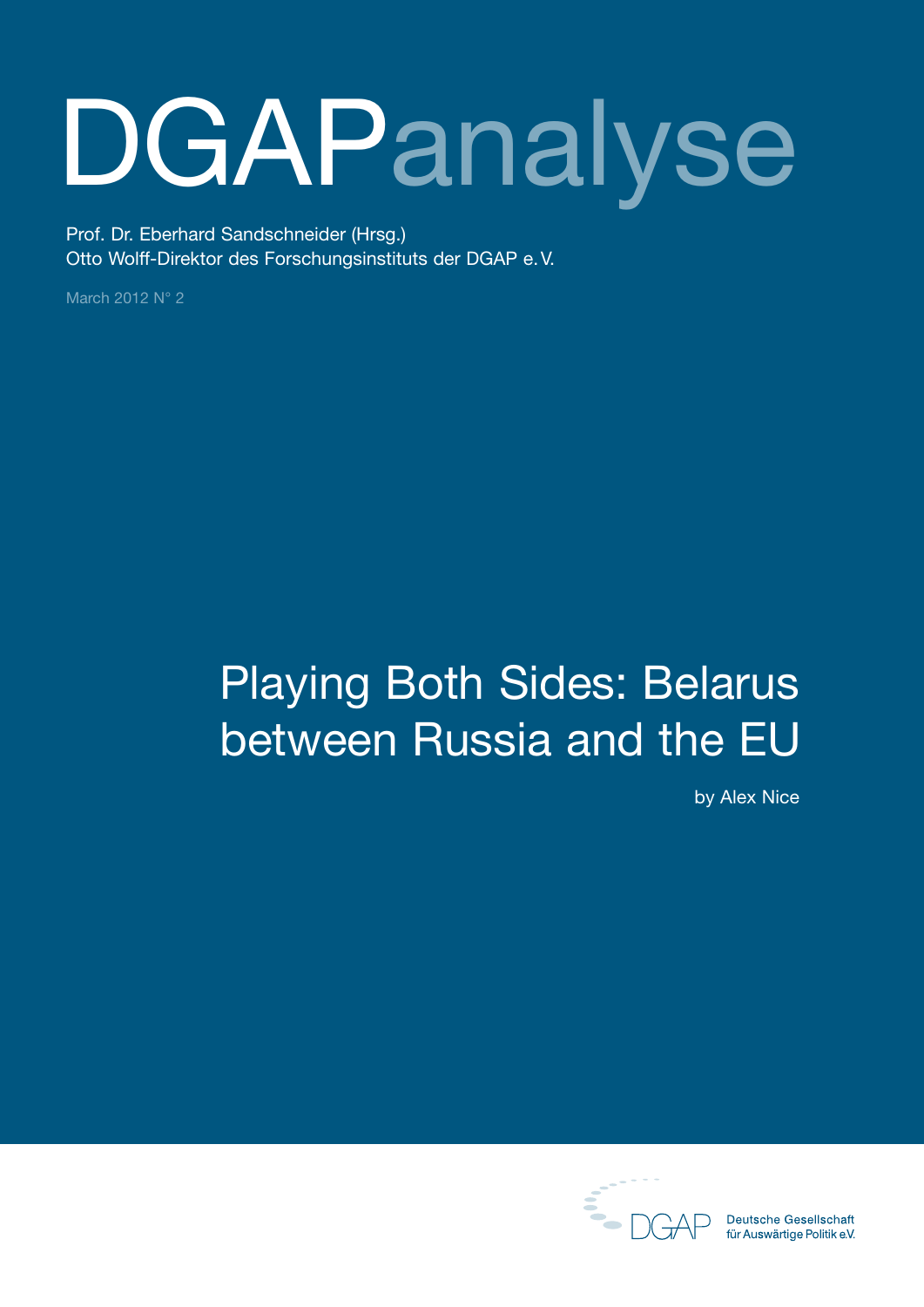# DGAPanalyse

Prof. Dr. Eberhard Sandschneider (Hrsg.)
Otto Wolff-Direktor des Forschungsinstituts der DGAP e. V.

March 2012 N° 2

# Playing Both Sides: Belarus between Russia and the EU

by Alex Nice

DGAP Deutsche Gesellschaft für Auswärtige Politik e.V.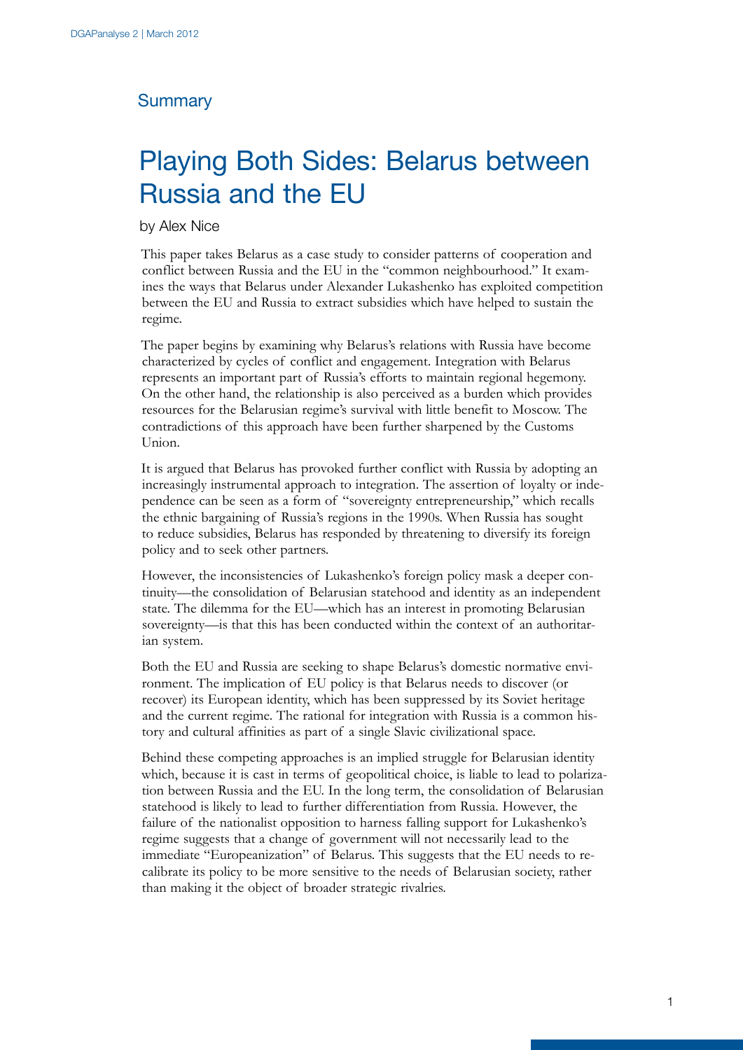## Summary

# Playing Both Sides: Belarus between Russia and the EU

by Alex Nice

This paper takes Belarus as a case study to consider patterns of cooperation and conflict between Russia and the EU in the "common neighbourhood." It examines the ways that Belarus under Alexander Lukashenko has exploited competition between the EU and Russia to extract subsidies which have helped to sustain the regime.

The paper begins by examining why Belarus's relations with Russia have become characterized by cycles of conflict and engagement. Integration with Belarus represents an important part of Russia's efforts to maintain regional hegemony. On the other hand, the relationship is also perceived as a burden which provides resources for the Belarusian regime's survival with little benefit to Moscow. The contradictions of this approach have been further sharpened by the Customs Union.

It is argued that Belarus has provoked further conflict with Russia by adopting an increasingly instrumental approach to integration. The assertion of loyalty or independence can be seen as a form of "sovereignty entrepreneurship," which recalls the ethnic bargaining of Russia's regions in the 1990s. When Russia has sought to reduce subsidies, Belarus has responded by threatening to diversify its foreign policy and to seek other partners.

However, the inconsistencies of Lukashenko's foreign policy mask a deeper continuity—the consolidation of Belarusian statehood and identity as an independent state. The dilemma for the EU—which has an interest in promoting Belarusian sovereignty—is that this has been conducted within the context of an authoritarian system.

Both the EU and Russia are seeking to shape Belarus's domestic normative environment. The implication of EU policy is that Belarus needs to discover (or recover) its European identity, which has been suppressed by its Soviet heritage and the current regime. The rational for integration with Russia is a common history and cultural affinities as part of a single Slavic civilizational space.

Behind these competing approaches is an implied struggle for Belarusian identity which, because it is cast in terms of geopolitical choice, is liable to lead to polarization between Russia and the EU. In the long term, the consolidation of Belarusian statehood is likely to lead to further differentiation from Russia. However, the failure of the nationalist opposition to harness falling support for Lukashenko's regime suggests that a change of government will not necessarily lead to the immediate "Europeanization" of Belarus. This suggests that the EU needs to recalibrate its policy to be more sensitive to the needs of Belarusian society, rather than making it the object of broader strategic rivalries.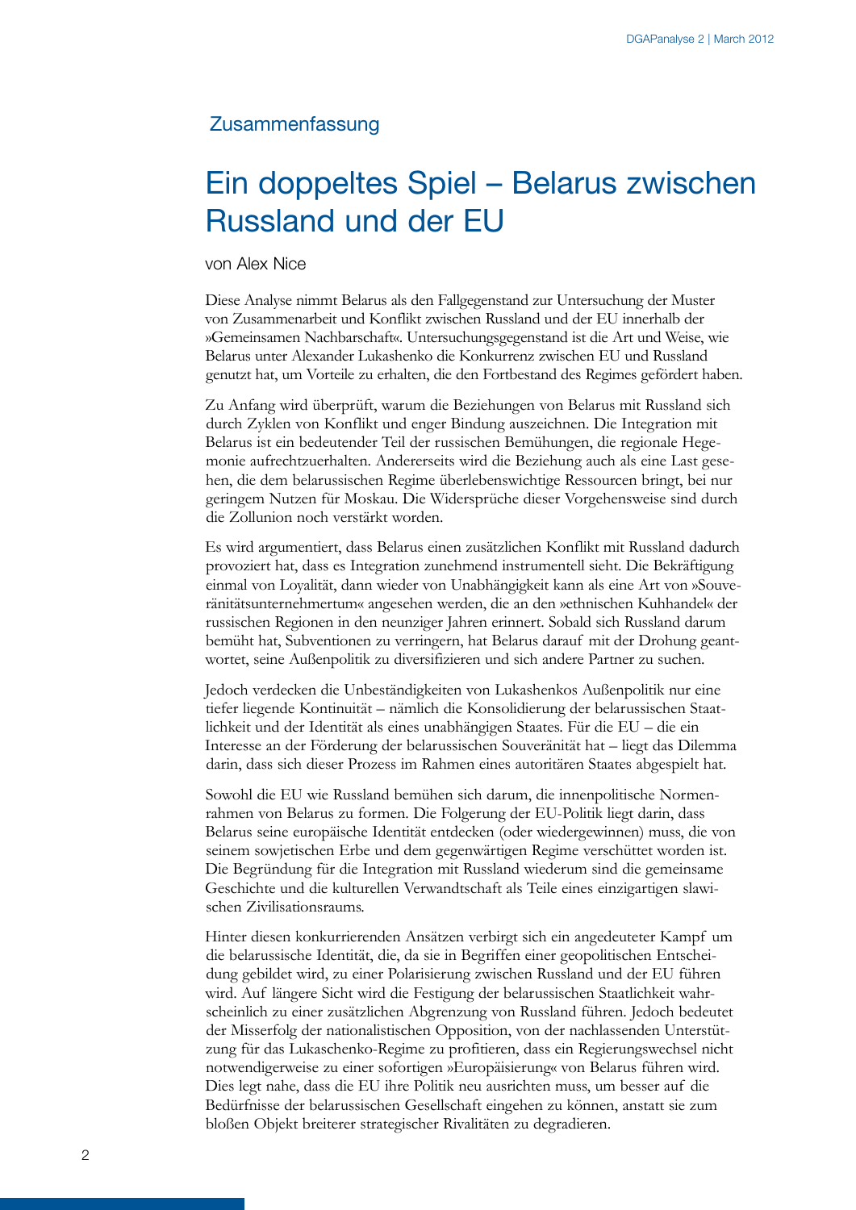## Zusammenfassung

# Ein doppeltes Spiel – Belarus zwischen Russland und der EU

von Alex Nice

Diese Analyse nimmt Belarus als den Fallgegenstand zur Untersuchung der Muster von Zusammenarbeit und Konflikt zwischen Russland und der EU innerhalb der »Gemeinsamen Nachbarschaft«. Untersuchungsgegenstand ist die Art und Weise, wie Belarus unter Alexander Lukashenko die Konkurrenz zwischen EU und Russland genutzt hat, um Vorteile zu erhalten, die den Fortbestand des Regimes gefördert haben.

Zu Anfang wird überprüft, warum die Beziehungen von Belarus mit Russland sich durch Zyklen von Konflikt und enger Bindung auszeichnen. Die Integration mit Belarus ist ein bedeutender Teil der russischen Bemühungen, die regionale Hegemonie aufrechtzuerhalten. Andererseits wird die Beziehung auch als eine Last gesehen, die dem belarussischen Regime überlebenswichtige Ressourcen bringt, bei nur geringem Nutzen für Moskau. Die Widersprüche dieser Vorgehensweise sind durch die Zollunion noch verstärkt worden.

Es wird argumentiert, dass Belarus einen zusätzlichen Konflikt mit Russland dadurch provoziert hat, dass es Integration zunehmend instrumentell sieht. Die Bekräftigung einmal von Loyalität, dann wieder von Unabhängigkeit kann als eine Art von »Souveränitätsunternehmertum« angesehen werden, die an den »ethnischen Kuhhandel« der russischen Regionen in den neunziger Jahren erinnert. Sobald sich Russland darum bemüht hat, Subventionen zu verringern, hat Belarus darauf mit der Drohung geantwortet, seine Außenpolitik zu diversifizieren und sich andere Partner zu suchen.

Jedoch verdecken die Unbeständigkeiten von Lukashenkos Außenpolitik nur eine tiefer liegende Kontinuität – nämlich die Konsolidierung der belarussischen Staatlichkeit und der Identität als eines unabhängigen Staates. Für die EU – die ein Interesse an der Förderung der belarussischen Souveränität hat – liegt das Dilemma darin, dass sich dieser Prozess im Rahmen eines autoritären Staates abgespielt hat.

Sowohl die EU wie Russland bemühen sich darum, die innenpolitische Normenrahmen von Belarus zu formen. Die Folgerung der EU-Politik liegt darin, dass Belarus seine europäische Identität entdecken (oder wiedergewinnen) muss, die von seinem sowjetischen Erbe und dem gegenwärtigen Regime verschüttet worden ist. Die Begründung für die Integration mit Russland wiederum sind die gemeinsame Geschichte und die kulturellen Verwandtschaft als Teile eines einzigartigen slawischen Zivilisationsraums.

Hinter diesen konkurrierenden Ansätzen verbirgt sich ein angedeuteter Kampf um die belarussische Identität, die, da sie in Begriffen einer geopolitischen Entscheidung gebildet wird, zu einer Polarisierung zwischen Russland und der EU führen wird. Auf längere Sicht wird die Festigung der belarussischen Staatlichkeit wahrscheinlich zu einer zusätzlichen Abgrenzung von Russland führen. Jedoch bedeutet der Misserfolg der nationalistischen Opposition, von der nachlassenden Unterstützung für das Lukaschenko-Regime zu profitieren, dass ein Regierungswechsel nicht notwendigerweise zu einer sofortigen »Europäisierung« von Belarus führen wird. Dies legt nahe, dass die EU ihre Politik neu ausrichten muss, um besser auf die Bedürfnisse der belarussischen Gesellschaft eingehen zu können, anstatt sie zum bloßen Objekt breiterer strategischer Rivalitäten zu degradieren.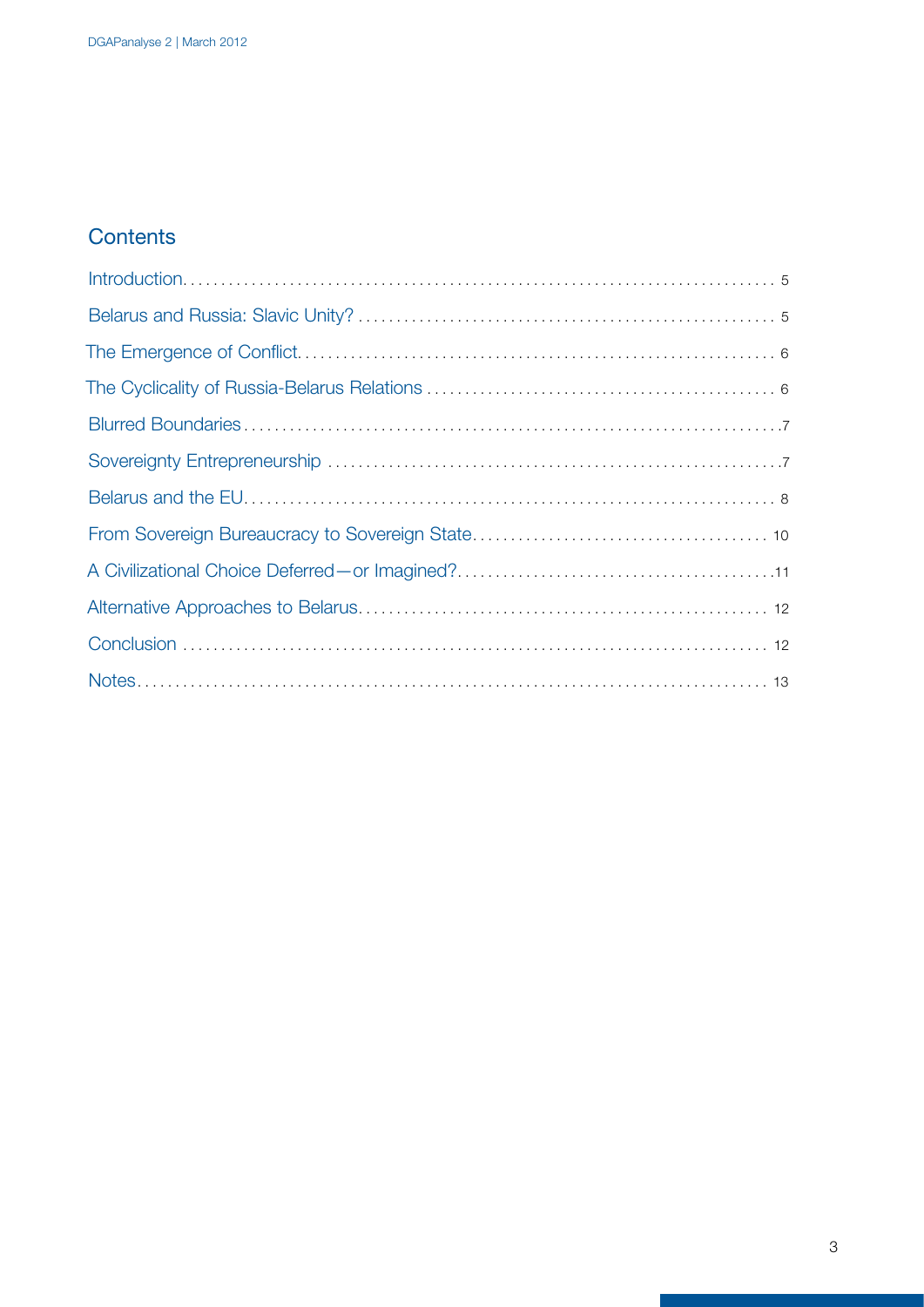## Contents

Introduction . . . . . . . . . . . . . . . . . . . . . . . . . . . . . . . . . . . . . . . . . . . . . . . . . . . . . . . . . . . . . . . . . . . . . . . . . . . 5

Belarus and Russia: Slavic Unity? . . . . . . . . . . . . . . . . . . . . . . . . . . . . . . . . . . . . . . . . . . . . . . . . . . . . . 5

The Emergence of Conflict . . . . . . . . . . . . . . . . . . . . . . . . . . . . . . . . . . . . . . . . . . . . . . . . . . . . . . . . . . . 6

The Cyclicality of Russia-Belarus Relations . . . . . . . . . . . . . . . . . . . . . . . . . . . . . . . . . . . . . . . . . . . . . 6

Blurred Boundaries . . . . . . . . . . . . . . . . . . . . . . . . . . . . . . . . . . . . . . . . . . . . . . . . . . . . . . . . . . . . . . . . . . 7

Sovereignty Entrepreneurship . . . . . . . . . . . . . . . . . . . . . . . . . . . . . . . . . . . . . . . . . . . . . . . . . . . . . . . . . 7

Belarus and the EU . . . . . . . . . . . . . . . . . . . . . . . . . . . . . . . . . . . . . . . . . . . . . . . . . . . . . . . . . . . . . . . . . . 8

From Sovereign Bureaucracy to Sovereign State . . . . . . . . . . . . . . . . . . . . . . . . . . . . . . . . . . . . . . . 10

A Civilizational Choice Deferred—or Imagined? . . . . . . . . . . . . . . . . . . . . . . . . . . . . . . . . . . . . . . . . 11

Alternative Approaches to Belarus . . . . . . . . . . . . . . . . . . . . . . . . . . . . . . . . . . . . . . . . . . . . . . . . . . . . 12

Conclusion . . . . . . . . . . . . . . . . . . . . . . . . . . . . . . . . . . . . . . . . . . . . . . . . . . . . . . . . . . . . . . . . . . . . . . . . 12

Notes . . . . . . . . . . . . . . . . . . . . . . . . . . . . . . . . . . . . . . . . . . . . . . . . . . . . . . . . . . . . . . . . . . . . . . . . . . . . 13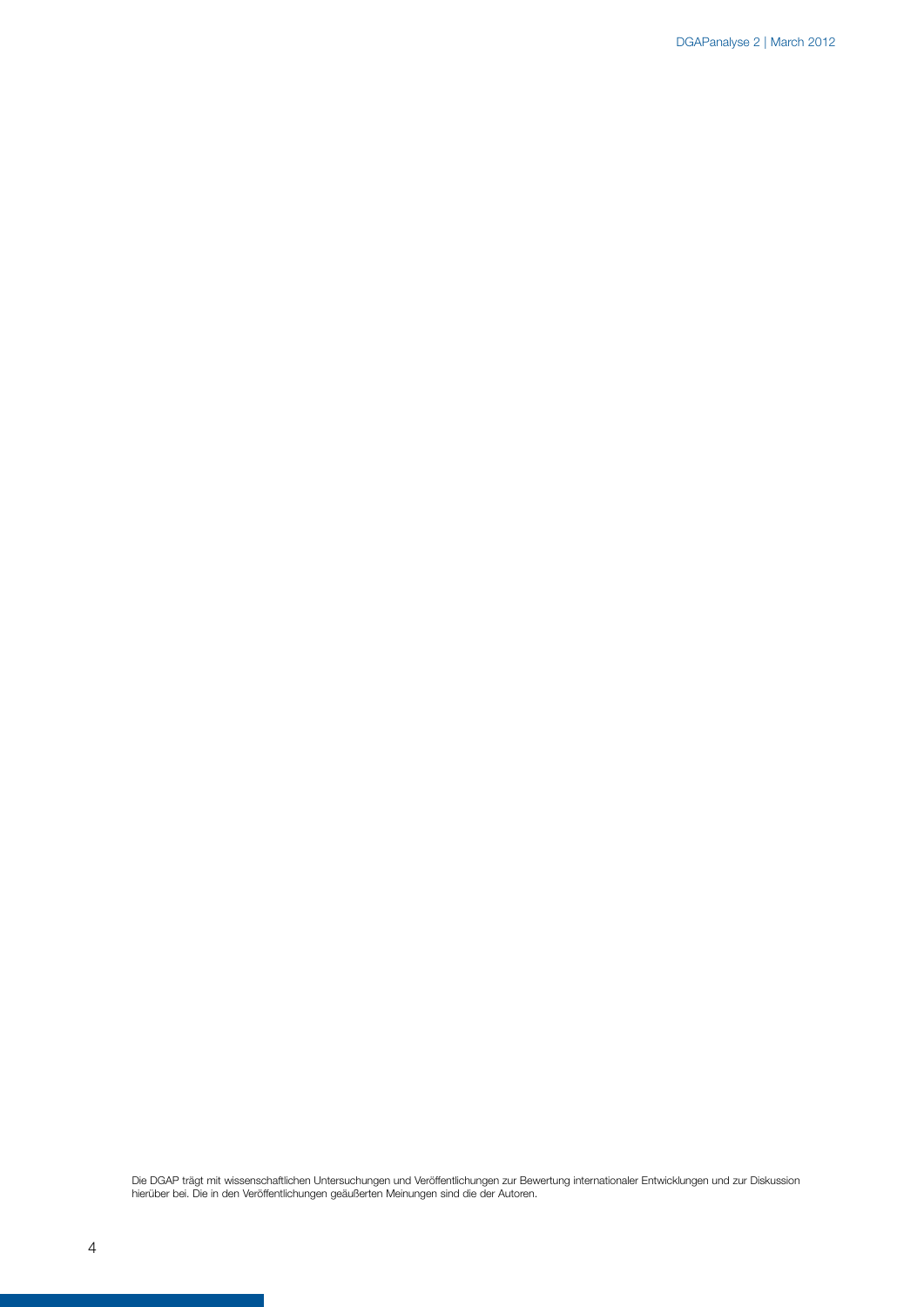Die DGAP trägt mit wissenschaftlichen Untersuchungen und Veröffentlichungen zur Bewertung internationaler Entwicklungen und zur Diskussion hierüber bei. Die in den Veröffentlichungen geäußerten Meinungen sind die der Autoren.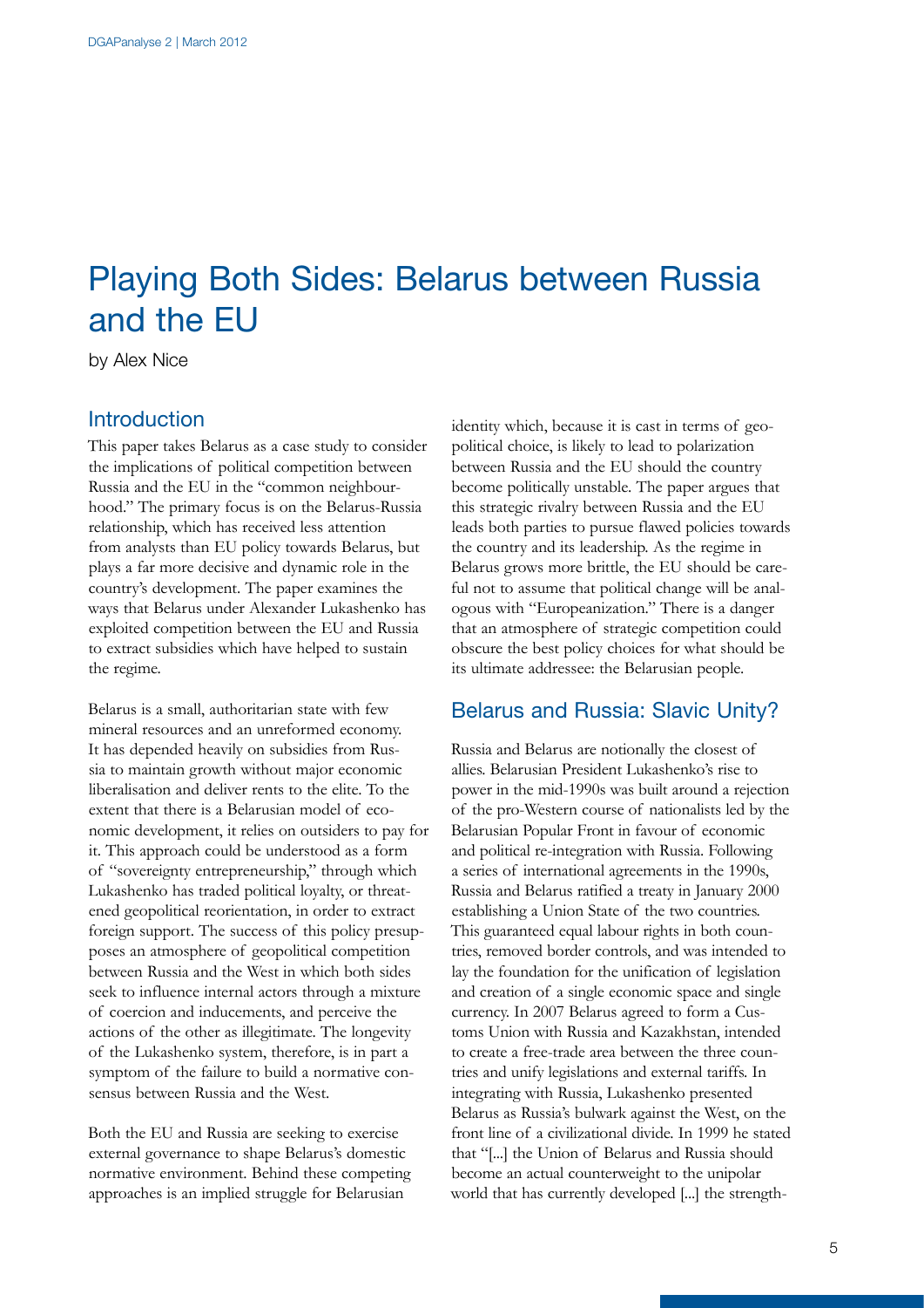# Playing Both Sides: Belarus between Russia and the EU

by Alex Nice

## Introduction

This paper takes Belarus as a case study to consider the implications of political competition between Russia and the EU in the "common neighbourhood." The primary focus is on the Belarus-Russia relationship, which has received less attention from analysts than EU policy towards Belarus, but plays a far more decisive and dynamic role in the country's development. The paper examines the ways that Belarus under Alexander Lukashenko has exploited competition between the EU and Russia to extract subsidies which have helped to sustain the regime.

Belarus is a small, authoritarian state with few mineral resources and an unreformed economy. It has depended heavily on subsidies from Russia to maintain growth without major economic liberalisation and deliver rents to the elite. To the extent that there is a Belarusian model of economic development, it relies on outsiders to pay for it. This approach could be understood as a form of "sovereignty entrepreneurship," through which Lukashenko has traded political loyalty, or threatened geopolitical reorientation, in order to extract foreign support. The success of this policy presupposes an atmosphere of geopolitical competition between Russia and the West in which both sides seek to influence internal actors through a mixture of coercion and inducements, and perceive the actions of the other as illegitimate. The longevity of the Lukashenko system, therefore, is in part a symptom of the failure to build a normative consensus between Russia and the West.

Both the EU and Russia are seeking to exercise external governance to shape Belarus's domestic normative environment. Behind these competing approaches is an implied struggle for Belarusian identity which, because it is cast in terms of geopolitical choice, is likely to lead to polarization between Russia and the EU should the country become politically unstable. The paper argues that this strategic rivalry between Russia and the EU leads both parties to pursue flawed policies towards the country and its leadership. As the regime in Belarus grows more brittle, the EU should be careful not to assume that political change will be analogous with "Europeanization." There is a danger that an atmosphere of strategic competition could obscure the best policy choices for what should be its ultimate addressee: the Belarusian people.

## Belarus and Russia: Slavic Unity?

Russia and Belarus are notionally the closest of allies. Belarusian President Lukashenko's rise to power in the mid-1990s was built around a rejection of the pro-Western course of nationalists led by the Belarusian Popular Front in favour of economic and political re-integration with Russia. Following a series of international agreements in the 1990s, Russia and Belarus ratified a treaty in January 2000 establishing a Union State of the two countries. This guaranteed equal labour rights in both countries, removed border controls, and was intended to lay the foundation for the unification of legislation and creation of a single economic space and single currency. In 2007 Belarus agreed to form a Customs Union with Russia and Kazakhstan, intended to create a free-trade area between the three countries and unify legislations and external tariffs. In integrating with Russia, Lukashenko presented Belarus as Russia's bulwark against the West, on the front line of a civilizational divide. In 1999 he stated that "[...] the Union of Belarus and Russia should become an actual counterweight to the unipolar world that has currently developed [...] the strength-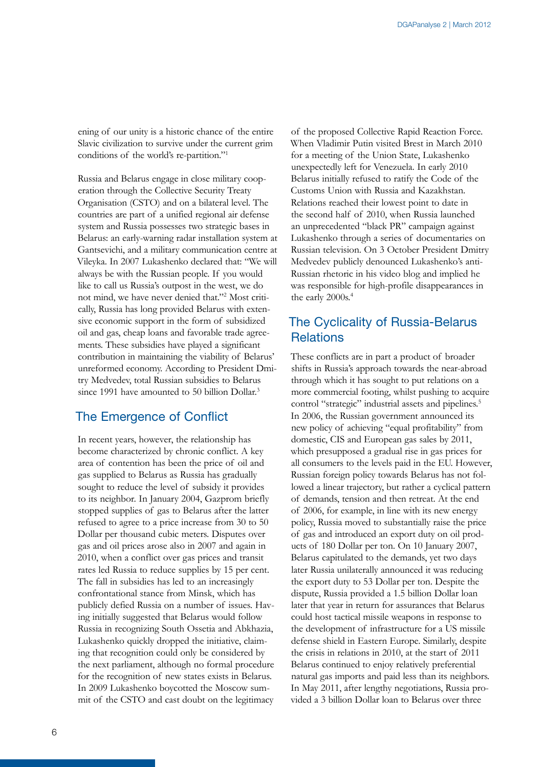ening of our unity is a historic chance of the entire Slavic civilization to survive under the current grim conditions of the world's re-partition."[1]

Russia and Belarus engage in close military cooperation through the Collective Security Treaty Organisation (CSTO) and on a bilateral level. The countries are part of a unified regional air defense system and Russia possesses two strategic bases in Belarus: an early-warning radar installation system at Gantsevichi, and a military communication centre at Vileyka. In 2007 Lukashenko declared that: "We will always be with the Russian people. If you would like to call us Russia's outpost in the west, we do not mind, we have never denied that."[2] Most critically, Russia has long provided Belarus with extensive economic support in the form of subsidized oil and gas, cheap loans and favorable trade agreements. These subsidies have played a significant contribution in maintaining the viability of Belarus' unreformed economy. According to President Dmitry Medvedev, total Russian subsidies to Belarus since 1991 have amounted to 50 billion Dollar.[3]

## The Emergence of Conflict

In recent years, however, the relationship has become characterized by chronic conflict. A key area of contention has been the price of oil and gas supplied to Belarus as Russia has gradually sought to reduce the level of subsidy it provides to its neighbor. In January 2004, Gazprom briefly stopped supplies of gas to Belarus after the latter refused to agree to a price increase from 30 to 50 Dollar per thousand cubic meters. Disputes over gas and oil prices arose also in 2007 and again in 2010, when a conflict over gas prices and transit rates led Russia to reduce supplies by 15 per cent. The fall in subsidies has led to an increasingly confrontational stance from Minsk, which has publicly defied Russia on a number of issues. Having initially suggested that Belarus would follow Russia in recognizing South Ossetia and Abkhazia, Lukashenko quickly dropped the initiative, claiming that recognition could only be considered by the next parliament, although no formal procedure for the recognition of new states exists in Belarus. In 2009 Lukashenko boycotted the Moscow summit of the CSTO and cast doubt on the legitimacy of the proposed Collective Rapid Reaction Force. When Vladimir Putin visited Brest in March 2010 for a meeting of the Union State, Lukashenko unexpectedly left for Venezuela. In early 2010 Belarus initially refused to ratify the Code of the Customs Union with Russia and Kazakhstan. Relations reached their lowest point to date in the second half of 2010, when Russia launched an unprecedented "black PR" campaign against Lukashenko through a series of documentaries on Russian television. On 3 October President Dmitry Medvedev publicly denounced Lukashenko's anti-Russian rhetoric in his video blog and implied he was responsible for high-profile disappearances in the early 2000s.[4]

## The Cyclicality of Russia-Belarus Relations

These conflicts are in part a product of broader shifts in Russia's approach towards the near-abroad through which it has sought to put relations on a more commercial footing, whilst pushing to acquire control "strategic" industrial assets and pipelines.[5] In 2006, the Russian government announced its new policy of achieving "equal profitability" from domestic, CIS and European gas sales by 2011, which presupposed a gradual rise in gas prices for all consumers to the levels paid in the EU. However, Russian foreign policy towards Belarus has not followed a linear trajectory, but rather a cyclical pattern of demands, tension and then retreat. At the end of 2006, for example, in line with its new energy policy, Russia moved to substantially raise the price of gas and introduced an export duty on oil products of 180 Dollar per ton. On 10 January 2007, Belarus capitulated to the demands, yet two days later Russia unilaterally announced it was reducing the export duty to 53 Dollar per ton. Despite the dispute, Russia provided a 1.5 billion Dollar loan later that year in return for assurances that Belarus could host tactical missile weapons in response to the development of infrastructure for a US missile defense shield in Eastern Europe. Similarly, despite the crisis in relations in 2010, at the start of 2011 Belarus continued to enjoy relatively preferential natural gas imports and paid less than its neighbors. In May 2011, after lengthy negotiations, Russia provided a 3 billion Dollar loan to Belarus over three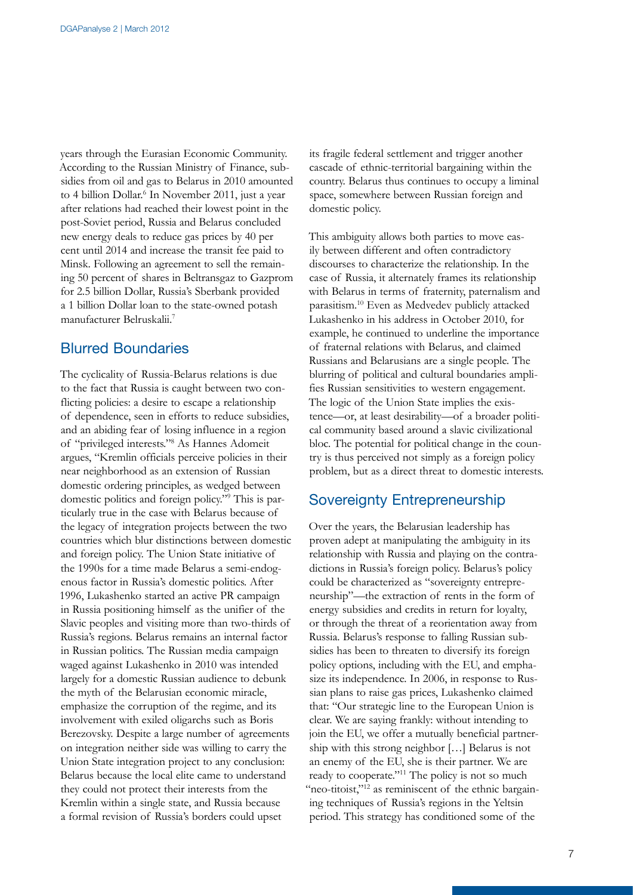years through the Eurasian Economic Community. According to the Russian Ministry of Finance, subsidies from oil and gas to Belarus in 2010 amounted to 4 billion Dollar.[6] In November 2011, just a year after relations had reached their lowest point in the post-Soviet period, Russia and Belarus concluded new energy deals to reduce gas prices by 40 per cent until 2014 and increase the transit fee paid to Minsk. Following an agreement to sell the remaining 50 percent of shares in Beltransgaz to Gazprom for 2.5 billion Dollar, Russia's Sberbank provided a 1 billion Dollar loan to the state-owned potash manufacturer Belruskalii.[7]

## Blurred Boundaries

The cyclicality of Russia-Belarus relations is due to the fact that Russia is caught between two conflicting policies: a desire to escape a relationship of dependence, seen in efforts to reduce subsidies, and an abiding fear of losing influence in a region of "privileged interests."[8] As Hannes Adomeit argues, "Kremlin officials perceive policies in their near neighborhood as an extension of Russian domestic ordering principles, as wedged between domestic politics and foreign policy."[9] This is particularly true in the case with Belarus because of the legacy of integration projects between the two countries which blur distinctions between domestic and foreign policy. The Union State initiative of the 1990s for a time made Belarus a semi-endogenous factor in Russia's domestic politics. After 1996, Lukashenko started an active PR campaign in Russia positioning himself as the unifier of the Slavic peoples and visiting more than two-thirds of Russia's regions. Belarus remains an internal factor in Russian politics. The Russian media campaign waged against Lukashenko in 2010 was intended largely for a domestic Russian audience to debunk the myth of the Belarusian economic miracle, emphasize the corruption of the regime, and its involvement with exiled oligarchs such as Boris Berezovsky. Despite a large number of agreements on integration neither side was willing to carry the Union State integration project to any conclusion: Belarus because the local elite came to understand they could not protect their interests from the Kremlin within a single state, and Russia because a formal revision of Russia's borders could upset its fragile federal settlement and trigger another cascade of ethnic-territorial bargaining within the country. Belarus thus continues to occupy a liminal space, somewhere between Russian foreign and domestic policy.

This ambiguity allows both parties to move easily between different and often contradictory discourses to characterize the relationship. In the case of Russia, it alternately frames its relationship with Belarus in terms of fraternity, paternalism and parasitism.[10] Even as Medvedev publicly attacked Lukashenko in his address in October 2010, for example, he continued to underline the importance of fraternal relations with Belarus, and claimed Russians and Belarusians are a single people. The blurring of political and cultural boundaries amplifies Russian sensitivities to western engagement. The logic of the Union State implies the existence—or, at least desirability—of a broader political community based around a slavic civilizational bloc. The potential for political change in the country is thus perceived not simply as a foreign policy problem, but as a direct threat to domestic interests.

## Sovereignty Entrepreneurship

Over the years, the Belarusian leadership has proven adept at manipulating the ambiguity in its relationship with Russia and playing on the contradictions in Russia's foreign policy. Belarus's policy could be characterized as "sovereignty entrepreneurship"—the extraction of rents in the form of energy subsidies and credits in return for loyalty, or through the threat of a reorientation away from Russia. Belarus's response to falling Russian subsidies has been to threaten to diversify its foreign policy options, including with the EU, and emphasize its independence. In 2006, in response to Russian plans to raise gas prices, Lukashenko claimed that: "Our strategic line to the European Union is clear. We are saying frankly: without intending to join the EU, we offer a mutually beneficial partnership with this strong neighbor […] Belarus is not an enemy of the EU, she is their partner. We are ready to cooperate."[11] The policy is not so much "neo-titoist,"[12] as reminiscent of the ethnic bargaining techniques of Russia's regions in the Yeltsin period. This strategy has conditioned some of the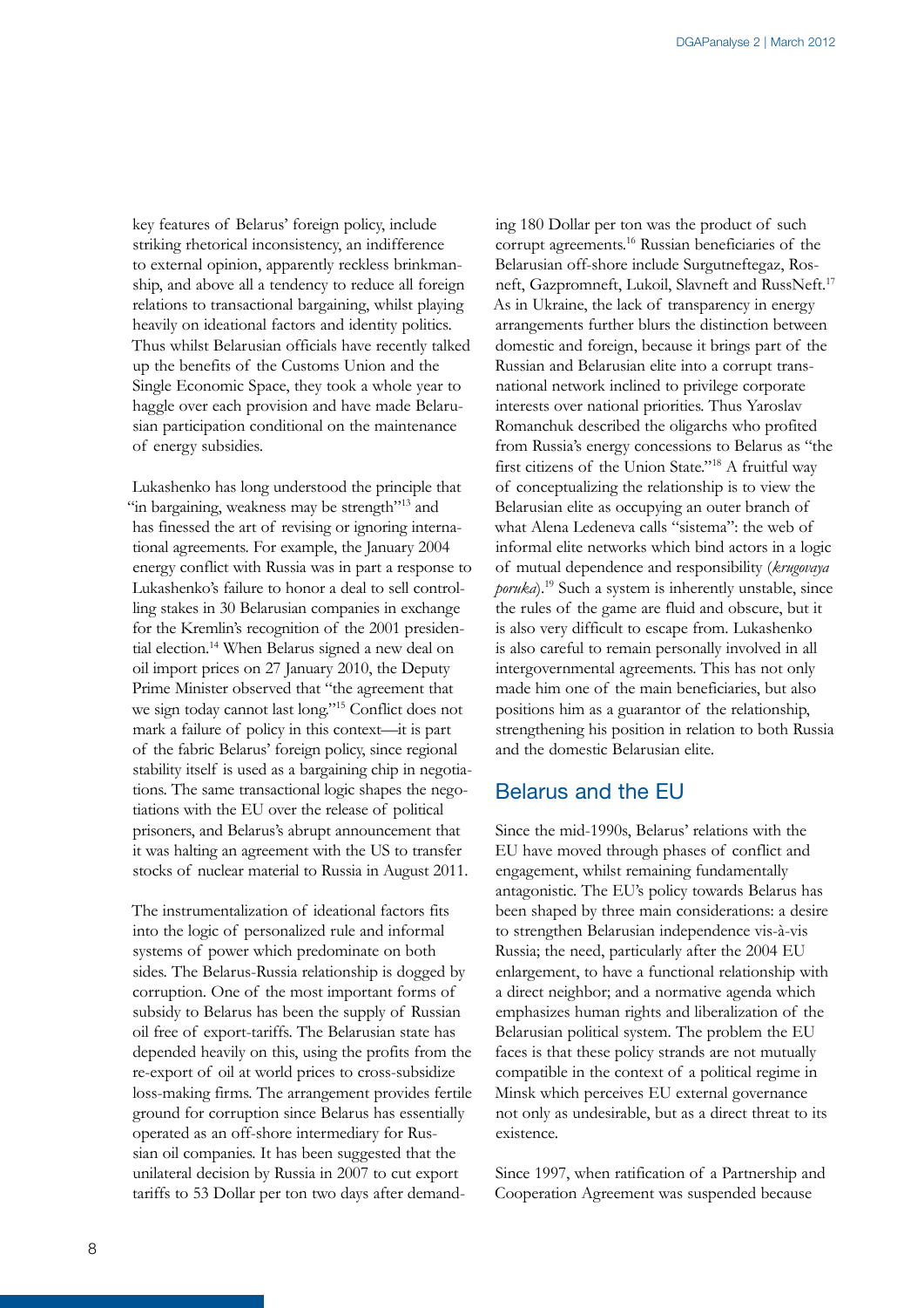key features of Belarus' foreign policy, include striking rhetorical inconsistency, an indifference to external opinion, apparently reckless brinkmanship, and above all a tendency to reduce all foreign relations to transactional bargaining, whilst playing heavily on ideational factors and identity politics. Thus whilst Belarusian officials have recently talked up the benefits of the Customs Union and the Single Economic Space, they took a whole year to haggle over each provision and have made Belarusian participation conditional on the maintenance of energy subsidies.

Lukashenko has long understood the principle that "in bargaining, weakness may be strength"[13] and has finessed the art of revising or ignoring international agreements. For example, the January 2004 energy conflict with Russia was in part a response to Lukashenko's failure to honor a deal to sell controlling stakes in 30 Belarusian companies in exchange for the Kremlin's recognition of the 2001 presidential election.[14] When Belarus signed a new deal on oil import prices on 27 January 2010, the Deputy Prime Minister observed that "the agreement that we sign today cannot last long."[15] Conflict does not mark a failure of policy in this context—it is part of the fabric Belarus' foreign policy, since regional stability itself is used as a bargaining chip in negotiations. The same transactional logic shapes the negotiations with the EU over the release of political prisoners, and Belarus's abrupt announcement that it was halting an agreement with the US to transfer stocks of nuclear material to Russia in August 2011.

The instrumentalization of ideational factors fits into the logic of personalized rule and informal systems of power which predominate on both sides. The Belarus-Russia relationship is dogged by corruption. One of the most important forms of subsidy to Belarus has been the supply of Russian oil free of export-tariffs. The Belarusian state has depended heavily on this, using the profits from the re-export of oil at world prices to cross-subsidize loss-making firms. The arrangement provides fertile ground for corruption since Belarus has essentially operated as an off-shore intermediary for Russian oil companies. It has been suggested that the unilateral decision by Russia in 2007 to cut export tariffs to 53 Dollar per ton two days after demanding 180 Dollar per ton was the product of such corrupt agreements.[16] Russian beneficiaries of the Belarusian off-shore include Surgutneftegaz, Rosneft, Gazpromneft, Lukoil, Slavneft and RussNeft.[17] As in Ukraine, the lack of transparency in energy arrangements further blurs the distinction between domestic and foreign, because it brings part of the Russian and Belarusian elite into a corrupt transnational network inclined to privilege corporate interests over national priorities. Thus Yaroslav Romanchuk described the oligarchs who profited from Russia's energy concessions to Belarus as "the first citizens of the Union State."[18] A fruitful way of conceptualizing the relationship is to view the Belarusian elite as occupying an outer branch of what Alena Ledeneva calls "sistema": the web of informal elite networks which bind actors in a logic of mutual dependence and responsibility (*krugovaya poruka*).[19] Such a system is inherently unstable, since the rules of the game are fluid and obscure, but it is also very difficult to escape from. Lukashenko is also careful to remain personally involved in all intergovernmental agreements. This has not only made him one of the main beneficiaries, but also positions him as a guarantor of the relationship, strengthening his position in relation to both Russia and the domestic Belarusian elite.

## Belarus and the EU

Since the mid-1990s, Belarus' relations with the EU have moved through phases of conflict and engagement, whilst remaining fundamentally antagonistic. The EU's policy towards Belarus has been shaped by three main considerations: a desire to strengthen Belarusian independence vis-à-vis Russia; the need, particularly after the 2004 EU enlargement, to have a functional relationship with a direct neighbor; and a normative agenda which emphasizes human rights and liberalization of the Belarusian political system. The problem the EU faces is that these policy strands are not mutually compatible in the context of a political regime in Minsk which perceives EU external governance not only as undesirable, but as a direct threat to its existence.

Since 1997, when ratification of a Partnership and Cooperation Agreement was suspended because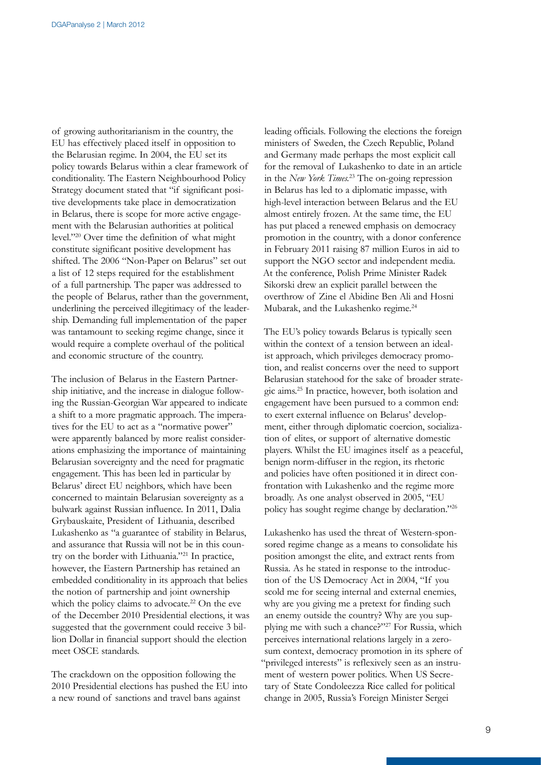of growing authoritarianism in the country, the EU has effectively placed itself in opposition to the Belarusian regime. In 2004, the EU set its policy towards Belarus within a clear framework of conditionality. The Eastern Neighbourhood Policy Strategy document stated that "if significant positive developments take place in democratization in Belarus, there is scope for more active engagement with the Belarusian authorities at political level."[20] Over time the definition of what might constitute significant positive development has shifted. The 2006 "Non-Paper on Belarus" set out a list of 12 steps required for the establishment of a full partnership. The paper was addressed to the people of Belarus, rather than the government, underlining the perceived illegitimacy of the leadership. Demanding full implementation of the paper was tantamount to seeking regime change, since it would require a complete overhaul of the political and economic structure of the country.

The inclusion of Belarus in the Eastern Partnership initiative, and the increase in dialogue following the Russian-Georgian War appeared to indicate a shift to a more pragmatic approach. The imperatives for the EU to act as a "normative power" were apparently balanced by more realist considerations emphasizing the importance of maintaining Belarusian sovereignty and the need for pragmatic engagement. This has been led in particular by Belarus' direct EU neighbors, which have been concerned to maintain Belarusian sovereignty as a bulwark against Russian influence. In 2011, Dalia Grybauskaite, President of Lithuania, described Lukashenko as "a guarantee of stability in Belarus, and assurance that Russia will not be in this country on the border with Lithuania."[21] In practice, however, the Eastern Partnership has retained an embedded conditionality in its approach that belies the notion of partnership and joint ownership which the policy claims to advocate.[22] On the eve of the December 2010 Presidential elections, it was suggested that the government could receive 3 billion Dollar in financial support should the election meet OSCE standards.

The crackdown on the opposition following the 2010 Presidential elections has pushed the EU into a new round of sanctions and travel bans against leading officials. Following the elections the foreign ministers of Sweden, the Czech Republic, Poland and Germany made perhaps the most explicit call for the removal of Lukashenko to date in an article in the *New York Times*.[23] The on-going repression in Belarus has led to a diplomatic impasse, with high-level interaction between Belarus and the EU almost entirely frozen. At the same time, the EU has put placed a renewed emphasis on democracy promotion in the country, with a donor conference in February 2011 raising 87 million Euros in aid to support the NGO sector and independent media. At the conference, Polish Prime Minister Radek Sikorski drew an explicit parallel between the overthrow of Zine el Abidine Ben Ali and Hosni Mubarak, and the Lukashenko regime.[24]

The EU's policy towards Belarus is typically seen within the context of a tension between an idealist approach, which privileges democracy promotion, and realist concerns over the need to support Belarusian statehood for the sake of broader strategic aims.[25] In practice, however, both isolation and engagement have been pursued to a common end: to exert external influence on Belarus' development, either through diplomatic coercion, socialization of elites, or support of alternative domestic players. Whilst the EU imagines itself as a peaceful, benign norm-diffuser in the region, its rhetoric and policies have often positioned it in direct confrontation with Lukashenko and the regime more broadly. As one analyst observed in 2005, "EU policy has sought regime change by declaration."[26]

Lukashenko has used the threat of Western-sponsored regime change as a means to consolidate his position amongst the elite, and extract rents from Russia. As he stated in response to the introduction of the US Democracy Act in 2004, "If you scold me for seeing internal and external enemies, why are you giving me a pretext for finding such an enemy outside the country? Why are you supplying me with such a chance?"[27] For Russia, which perceives international relations largely in a zero-sum context, democracy promotion in its sphere of "privileged interests" is reflexively seen as an instrument of western power politics. When US Secretary of State Condoleezza Rice called for political change in 2005, Russia's Foreign Minister Sergei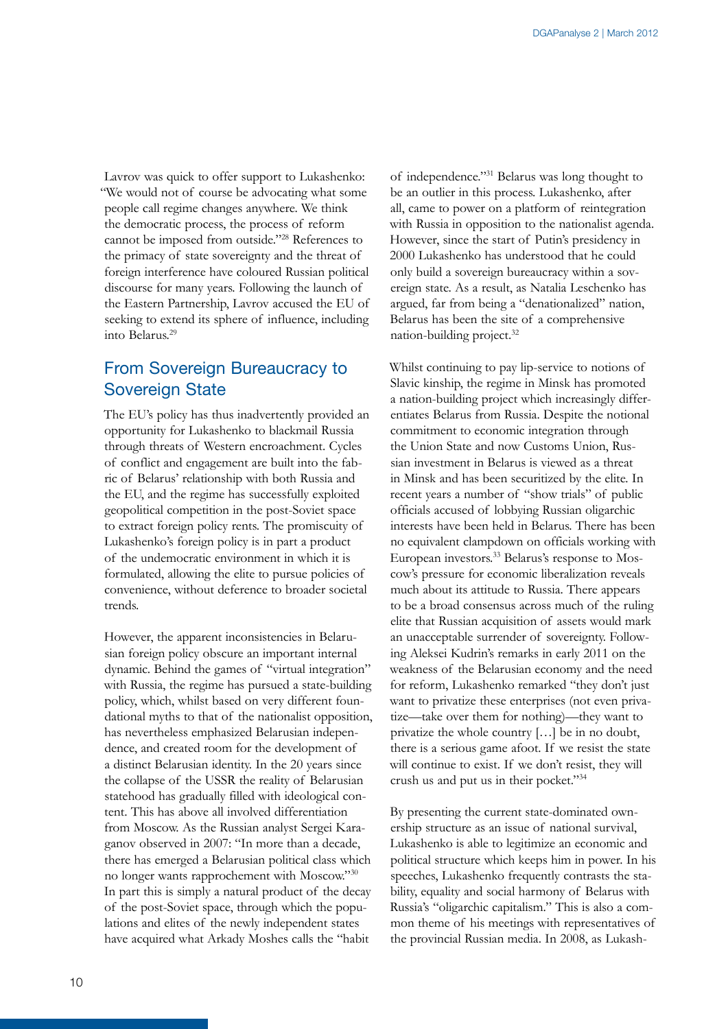Lavrov was quick to offer support to Lukashenko: "We would not of course be advocating what some people call regime changes anywhere. We think the democratic process, the process of reform cannot be imposed from outside."[28] References to the primacy of state sovereignty and the threat of foreign interference have coloured Russian political discourse for many years. Following the launch of the Eastern Partnership, Lavrov accused the EU of seeking to extend its sphere of influence, including into Belarus.[29]

## From Sovereign Bureaucracy to Sovereign State

The EU's policy has thus inadvertently provided an opportunity for Lukashenko to blackmail Russia through threats of Western encroachment. Cycles of conflict and engagement are built into the fabric of Belarus' relationship with both Russia and the EU, and the regime has successfully exploited geopolitical competition in the post-Soviet space to extract foreign policy rents. The promiscuity of Lukashenko's foreign policy is in part a product of the undemocratic environment in which it is formulated, allowing the elite to pursue policies of convenience, without deference to broader societal trends.

However, the apparent inconsistencies in Belarusian foreign policy obscure an important internal dynamic. Behind the games of "virtual integration" with Russia, the regime has pursued a state-building policy, which, whilst based on very different foundational myths to that of the nationalist opposition, has nevertheless emphasized Belarusian independence, and created room for the development of a distinct Belarusian identity. In the 20 years since the collapse of the USSR the reality of Belarusian statehood has gradually filled with ideological content. This has above all involved differentiation from Moscow. As the Russian analyst Sergei Karaganov observed in 2007: "In more than a decade, there has emerged a Belarusian political class which no longer wants rapprochement with Moscow."[30] In part this is simply a natural product of the decay of the post-Soviet space, through which the populations and elites of the newly independent states have acquired what Arkady Moshes calls the "habit of independence."[31] Belarus was long thought to be an outlier in this process. Lukashenko, after all, came to power on a platform of reintegration with Russia in opposition to the nationalist agenda. However, since the start of Putin's presidency in 2000 Lukashenko has understood that he could only build a sovereign bureaucracy within a sovereign state. As a result, as Natalia Leschenko has argued, far from being a "denationalized" nation, Belarus has been the site of a comprehensive nation-building project.[32]

Whilst continuing to pay lip-service to notions of Slavic kinship, the regime in Minsk has promoted a nation-building project which increasingly differentiates Belarus from Russia. Despite the notional commitment to economic integration through the Union State and now Customs Union, Russian investment in Belarus is viewed as a threat in Minsk and has been securitized by the elite. In recent years a number of "show trials" of public officials accused of lobbying Russian oligarchic interests have been held in Belarus. There has been no equivalent clampdown on officials working with European investors.[33] Belarus's response to Moscow's pressure for economic liberalization reveals much about its attitude to Russia. There appears to be a broad consensus across much of the ruling elite that Russian acquisition of assets would mark an unacceptable surrender of sovereignty. Following Aleksei Kudrin's remarks in early 2011 on the weakness of the Belarusian economy and the need for reform, Lukashenko remarked "they don't just want to privatize these enterprises (not even privatize—take over them for nothing)—they want to privatize the whole country […] be in no doubt, there is a serious game afoot. If we resist the state will continue to exist. If we don't resist, they will crush us and put us in their pocket."[34]

By presenting the current state-dominated ownership structure as an issue of national survival, Lukashenko is able to legitimize an economic and political structure which keeps him in power. In his speeches, Lukashenko frequently contrasts the stability, equality and social harmony of Belarus with Russia's "oligarchic capitalism." This is also a common theme of his meetings with representatives of the provincial Russian media. In 2008, as Lukash-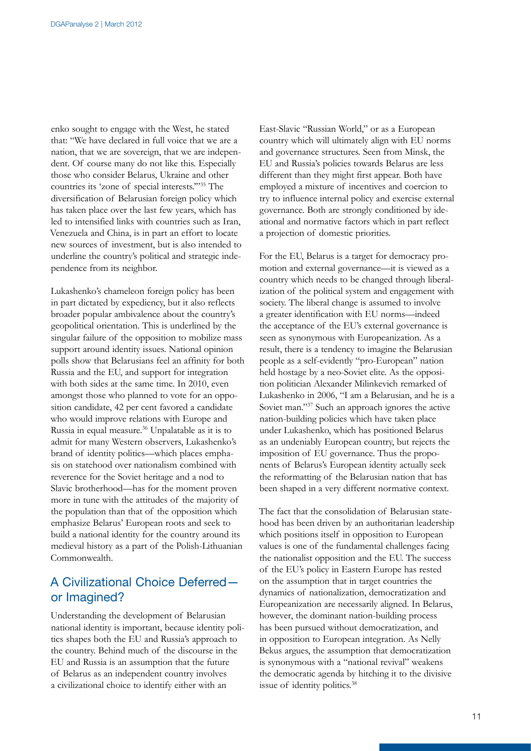enko sought to engage with the West, he stated that: "We have declared in full voice that we are a nation, that we are sovereign, that we are independent. Of course many do not like this. Especially those who consider Belarus, Ukraine and other countries its 'zone of special interests.'"[35] The diversification of Belarusian foreign policy which has taken place over the last few years, which has led to intensified links with countries such as Iran, Venezuela and China, is in part an effort to locate new sources of investment, but is also intended to underline the country's political and strategic independence from its neighbor.

Lukashenko's chameleon foreign policy has been in part dictated by expediency, but it also reflects broader popular ambivalence about the country's geopolitical orientation. This is underlined by the singular failure of the opposition to mobilize mass support around identity issues. National opinion polls show that Belarusians feel an affinity for both Russia and the EU, and support for integration with both sides at the same time. In 2010, even amongst those who planned to vote for an opposition candidate, 42 per cent favored a candidate who would improve relations with Europe and Russia in equal measure.[36] Unpalatable as it is to admit for many Western observers, Lukashenko's brand of identity politics—which places emphasis on statehood over nationalism combined with reverence for the Soviet heritage and a nod to Slavic brotherhood—has for the moment proven more in tune with the attitudes of the majority of the population than that of the opposition which emphasize Belarus' European roots and seek to build a national identity for the country around its medieval history as a part of the Polish-Lithuanian Commonwealth.

## A Civilizational Choice Deferred—or Imagined?

Understanding the development of Belarusian national identity is important, because identity politics shapes both the EU and Russia's approach to the country. Behind much of the discourse in the EU and Russia is an assumption that the future of Belarus as an independent country involves a civilizational choice to identify either with an East-Slavic "Russian World," or as a European country which will ultimately align with EU norms and governance structures. Seen from Minsk, the EU and Russia's policies towards Belarus are less different than they might first appear. Both have employed a mixture of incentives and coercion to try to influence internal policy and exercise external governance. Both are strongly conditioned by ideational and normative factors which in part reflect a projection of domestic priorities.

For the EU, Belarus is a target for democracy promotion and external governance—it is viewed as a country which needs to be changed through liberalization of the political system and engagement with society. The liberal change is assumed to involve a greater identification with EU norms—indeed the acceptance of the EU's external governance is seen as synonymous with Europeanization. As a result, there is a tendency to imagine the Belarusian people as a self-evidently "pro-European" nation held hostage by a neo-Soviet elite. As the opposition politician Alexander Milinkevich remarked of Lukashenko in 2006, "I am a Belarusian, and he is a Soviet man."[37] Such an approach ignores the active nation-building policies which have taken place under Lukashenko, which has positioned Belarus as an undeniably European country, but rejects the imposition of EU governance. Thus the proponents of Belarus's European identity actually seek the reformatting of the Belarusian nation that has been shaped in a very different normative context.

The fact that the consolidation of Belarusian statehood has been driven by an authoritarian leadership which positions itself in opposition to European values is one of the fundamental challenges facing the nationalist opposition and the EU. The success of the EU's policy in Eastern Europe has rested on the assumption that in target countries the dynamics of nationalization, democratization and Europeanization are necessarily aligned. In Belarus, however, the dominant nation-building process has been pursued without democratization, and in opposition to European integration. As Nelly Bekus argues, the assumption that democratization is synonymous with a "national revival" weakens the democratic agenda by hitching it to the divisive issue of identity politics.[38]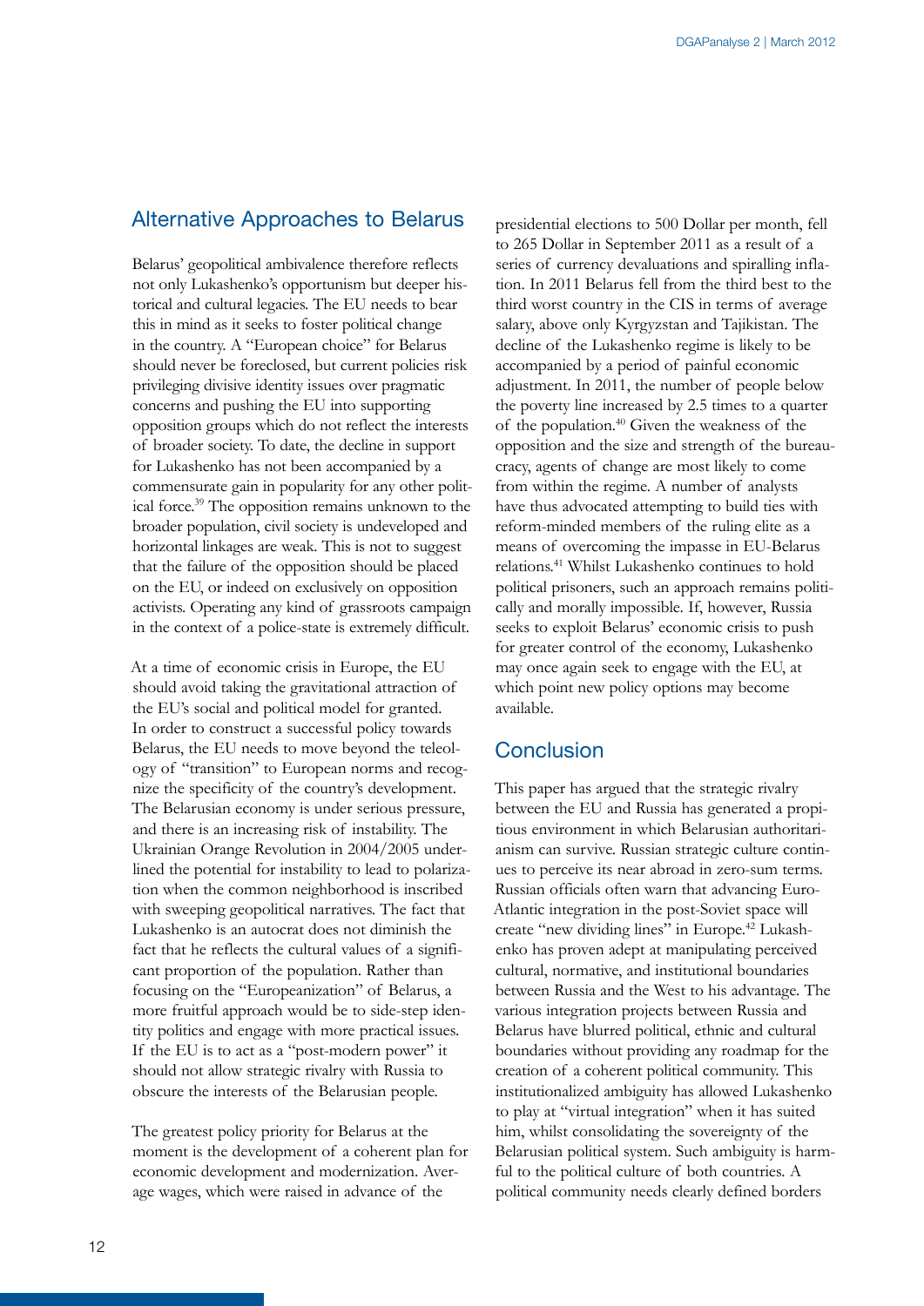## Alternative Approaches to Belarus

Belarus' geopolitical ambivalence therefore reflects not only Lukashenko's opportunism but deeper historical and cultural legacies. The EU needs to bear this in mind as it seeks to foster political change in the country. A "European choice" for Belarus should never be foreclosed, but current policies risk privileging divisive identity issues over pragmatic concerns and pushing the EU into supporting opposition groups which do not reflect the interests of broader society. To date, the decline in support for Lukashenko has not been accompanied by a commensurate gain in popularity for any other political force.[39] The opposition remains unknown to the broader population, civil society is undeveloped and horizontal linkages are weak. This is not to suggest that the failure of the opposition should be placed on the EU, or indeed on exclusively on opposition activists. Operating any kind of grassroots campaign in the context of a police-state is extremely difficult.

At a time of economic crisis in Europe, the EU should avoid taking the gravitational attraction of the EU's social and political model for granted. In order to construct a successful policy towards Belarus, the EU needs to move beyond the teleology of "transition" to European norms and recognize the specificity of the country's development. The Belarusian economy is under serious pressure, and there is an increasing risk of instability. The Ukrainian Orange Revolution in 2004/2005 underlined the potential for instability to lead to polarization when the common neighborhood is inscribed with sweeping geopolitical narratives. The fact that Lukashenko is an autocrat does not diminish the fact that he reflects the cultural values of a significant proportion of the population. Rather than focusing on the "Europeanization" of Belarus, a more fruitful approach would be to side-step identity politics and engage with more practical issues. If the EU is to act as a "post-modern power" it should not allow strategic rivalry with Russia to obscure the interests of the Belarusian people.

The greatest policy priority for Belarus at the moment is the development of a coherent plan for economic development and modernization. Average wages, which were raised in advance of the presidential elections to 500 Dollar per month, fell to 265 Dollar in September 2011 as a result of a series of currency devaluations and spiralling inflation. In 2011 Belarus fell from the third best to the third worst country in the CIS in terms of average salary, above only Kyrgyzstan and Tajikistan. The decline of the Lukashenko regime is likely to be accompanied by a period of painful economic adjustment. In 2011, the number of people below the poverty line increased by 2.5 times to a quarter of the population.[40] Given the weakness of the opposition and the size and strength of the bureaucracy, agents of change are most likely to come from within the regime. A number of analysts have thus advocated attempting to build ties with reform-minded members of the ruling elite as a means of overcoming the impasse in EU-Belarus relations.[41] Whilst Lukashenko continues to hold political prisoners, such an approach remains politically and morally impossible. If, however, Russia seeks to exploit Belarus' economic crisis to push for greater control of the economy, Lukashenko may once again seek to engage with the EU, at which point new policy options may become available.

## Conclusion

This paper has argued that the strategic rivalry between the EU and Russia has generated a propitious environment in which Belarusian authoritarianism can survive. Russian strategic culture continues to perceive its near abroad in zero-sum terms. Russian officials often warn that advancing Euro-Atlantic integration in the post-Soviet space will create "new dividing lines" in Europe.[42] Lukashenko has proven adept at manipulating perceived cultural, normative, and institutional boundaries between Russia and the West to his advantage. The various integration projects between Russia and Belarus have blurred political, ethnic and cultural boundaries without providing any roadmap for the creation of a coherent political community. This institutionalized ambiguity has allowed Lukashenko to play at "virtual integration" when it has suited him, whilst consolidating the sovereignty of the Belarusian political system. Such ambiguity is harmful to the political culture of both countries. A political community needs clearly defined borders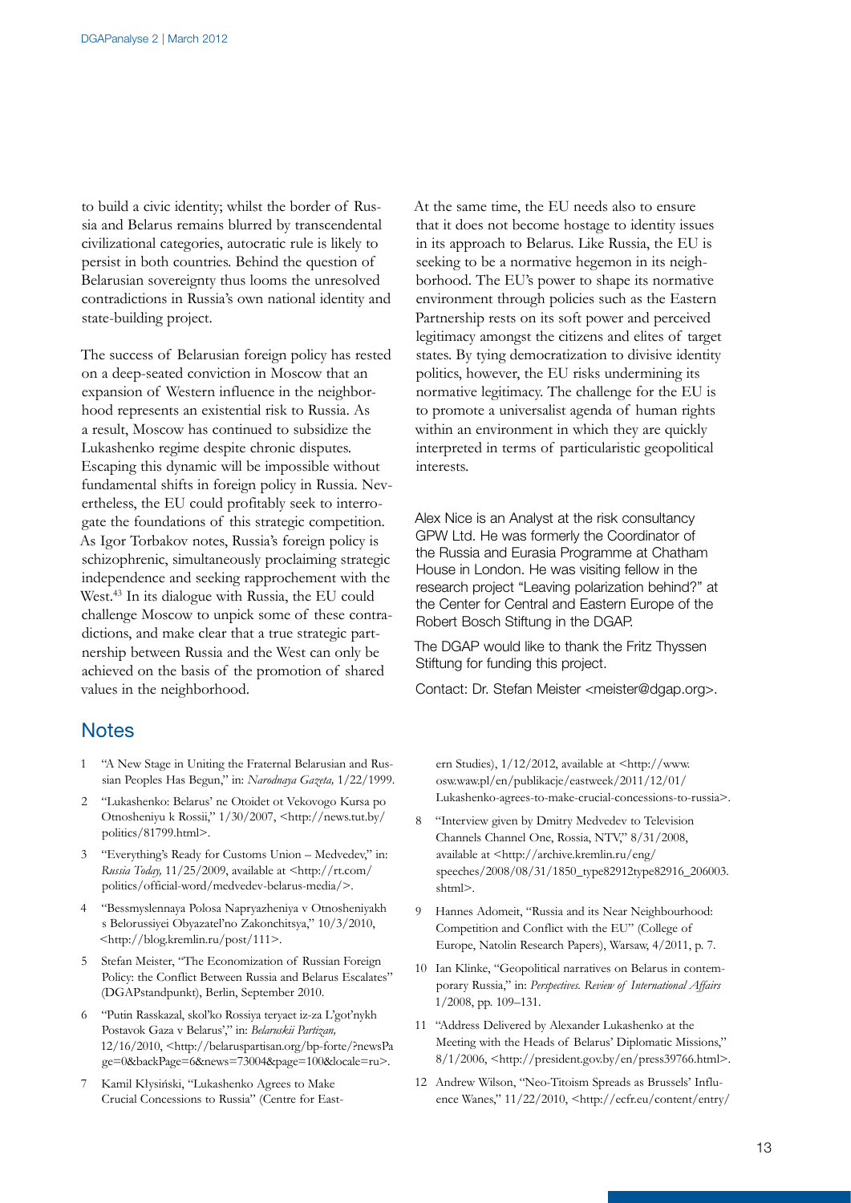to build a civic identity; whilst the border of Russia and Belarus remains blurred by transcendental civilizational categories, autocratic rule is likely to persist in both countries. Behind the question of Belarusian sovereignty thus looms the unresolved contradictions in Russia's own national identity and state-building project.

The success of Belarusian foreign policy has rested on a deep-seated conviction in Moscow that an expansion of Western influence in the neighborhood represents an existential risk to Russia. As a result, Moscow has continued to subsidize the Lukashenko regime despite chronic disputes. Escaping this dynamic will be impossible without fundamental shifts in foreign policy in Russia. Nevertheless, the EU could profitably seek to interrogate the foundations of this strategic competition. As Igor Torbakov notes, Russia's foreign policy is schizophrenic, simultaneously proclaiming strategic independence and seeking rapprochement with the West.[43] In its dialogue with Russia, the EU could challenge Moscow to unpick some of these contradictions, and make clear that a true strategic partnership between Russia and the West can only be achieved on the basis of the promotion of shared values in the neighborhood.

At the same time, the EU needs also to ensure that it does not become hostage to identity issues in its approach to Belarus. Like Russia, the EU is seeking to be a normative hegemon in its neighborhood. The EU's power to shape its normative environment through policies such as the Eastern Partnership rests on its soft power and perceived legitimacy amongst the citizens and elites of target states. By tying democratization to divisive identity politics, however, the EU risks undermining its normative legitimacy. The challenge for the EU is to promote a universalist agenda of human rights within an environment in which they are quickly interpreted in terms of particularistic geopolitical interests.

Alex Nice is an Analyst at the risk consultancy GPW Ltd. He was formerly the Coordinator of the Russia and Eurasia Programme at Chatham House in London. He was visiting fellow in the research project "Leaving polarization behind?" at the Center for Central and Eastern Europe of the Robert Bosch Stiftung in the DGAP.

The DGAP would like to thank the Fritz Thyssen Stiftung for funding this project.

Contact: Dr. Stefan Meister <meister@dgap.org>.

## Notes

1. "A New Stage in Uniting the Fraternal Belarusian and Russian Peoples Has Begun," in: *Narodnaya Gazeta,* 1/22/1999.
2. "Lukashenko: Belarus' ne Otoidet ot Vekovogo Kursa po Otnosheniyu k Rossii," 1/30/2007, <http://news.tut.by/politics/81799.html>.
3. "Everything's Ready for Customs Union – Medvedev," in: *Russia Today,* 11/25/2009, available at <http://rt.com/politics/official-word/medvedev-belarus-media/>.
4. "Bessmyslennaya Polosa Napryazheniya v Otnosheniyakh s Belorussiyei Obyazatel'no Zakonchitsya," 10/3/2010, <http://blog.kremlin.ru/post/111>.
5. Stefan Meister, "The Economization of Russian Foreign Policy: the Conflict Between Russia and Belarus Escalates" (DGAPstandpunkt), Berlin, September 2010.
6. "Putin Rasskazal, skol'ko Rossiya teryaet iz-za L'got'nykh Postavok Gaza v Belarus'," in: *Belaruskii Partizan,* 12/16/2010, <http://belaruspartisan.org/bp-forte/?newsPage=0&backPage=6&news=73004&page=100&locale=ru>.
7. Kamil Kłysiński, "Lukashenko Agrees to Make Crucial Concessions to Russia" (Centre for Eastern Studies), 1/12/2012, available at <http://www.osw.waw.pl/en/publikacje/eastweek/2011/12/01/Lukashenko-agrees-to-make-crucial-concessions-to-russia>.
8. "Interview given by Dmitry Medvedev to Television Channels Channel One, Rossia, NTV," 8/31/2008, available at <http://archive.kremlin.ru/eng/speeches/2008/08/31/1850_type82912type82916_206003.shtml>.
9. Hannes Adomeit, "Russia and its Near Neighbourhood: Competition and Conflict with the EU" (College of Europe, Natolin Research Papers), Warsaw, 4/2011, p. 7.
10. Ian Klinke, "Geopolitical narratives on Belarus in contemporary Russia," in: *Perspectives. Review of International Affairs* 1/2008, pp. 109–131.
11. "Address Delivered by Alexander Lukashenko at the Meeting with the Heads of Belarus' Diplomatic Missions," 8/1/2006, <http://president.gov.by/en/press39766.html>.
12. Andrew Wilson, "Neo-Titoism Spreads as Brussels' Influence Wanes," 11/22/2010, <http://ecfr.eu/content/entry/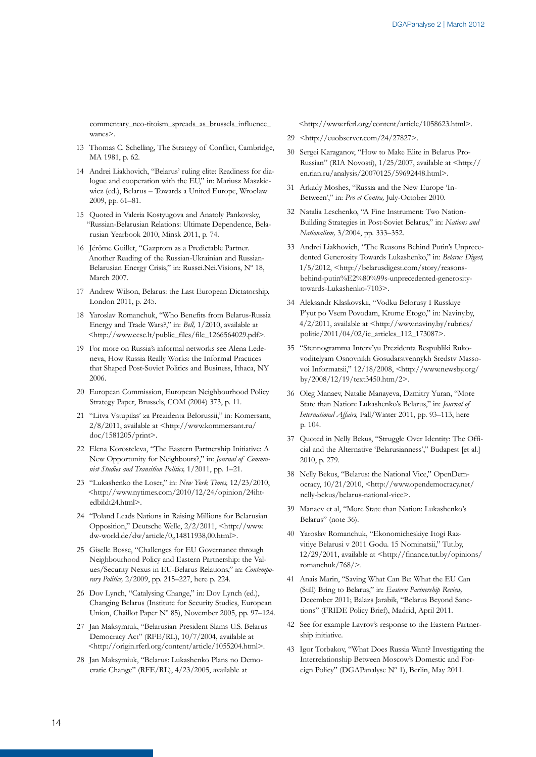commentary_neo-titoism_spreads_as_brussels_influence_wanes>.

13 Thomas C. Schelling, The Strategy of Conflict, Cambridge, MA 1981, p. 62.

14 Andrei Liakhovich, "Belarus' ruling elite: Readiness for dialogue and cooperation with the EU," in: Mariusz Maszkiewicz (ed.), Belarus – Towards a United Europe, Wrocław 2009, pp. 61–81.

15 Quoted in Valeria Kostyugova and Anatoly Pankovsky, "Russian-Belarusian Relations: Ultimate Dependence, Belarusian Yearbook 2010, Minsk 2011, p. 74.

16 Jérôme Guillet, "Gazprom as a Predictable Partner. Another Reading of the Russian-Ukrainian and Russian-Belarusian Energy Crisis," in: Russei.Nei.Visions, Nº 18, March 2007.

17 Andrew Wilson, Belarus: the Last European Dictatorship, London 2011, p. 245.

18 Yaroslav Romanchuk, "Who Benefits from Belarus-Russia Energy and Trade Wars?," in: *Bell,* 1/2010, available at <http://www.eesc.lt/public_files/file_1266564029.pdf>.

19 For more on Russia's informal networks see Alena Ledeneva, How Russia Really Works: the Informal Practices that Shaped Post-Soviet Politics and Business, Ithaca, NY 2006.

20 European Commission, European Neighbourhood Policy Strategy Paper, Brussels, COM (2004) 373, p. 11.

21 "Litva Vstupilas' za Prezidenta Belorussii," in: Komersant, 2/8/2011, available at <http://www.kommersant.ru/doc/1581205/print>.

22 Elena Korosteleva, "The Eastern Partnership Initiative: A New Opportunity for Neighbours?," in: *Journal of Communist Studies and Transition Politics,* 1/2011, pp. 1–21.

23 "Lukashenko the Loser," in: *New York Times,* 12/23/2010, <http://www.nytimes.com/2010/12/24/opinion/24iht-edbildt24.html>.

24 "Poland Leads Nations in Raising Millions for Belarusian Opposition," Deutsche Welle, 2/2/2011, <http://www.dw-world.de/dw/article/0,,14811938,00.html>.

25 Giselle Bosse, "Challenges for EU Governance through Neighbourhood Policy and Eastern Partnership: the Values/Security Nexus in EU-Belarus Relations," in: *Contemporary Politics,* 2/2009, pp. 215–227, here p. 224.

26 Dov Lynch, "Catalysing Change," in: Dov Lynch (ed.), Changing Belarus (Institute for Security Studies, European Union, Chaillot Paper Nº 85), November 2005, pp. 97–124.

27 Jan Maksymiuk, "Belarusian President Slams U.S. Belarus Democracy Act" (RFE/RL), 10/7/2004, available at <http://origin.rferl.org/content/article/1055204.html>.

28 Jan Maksymiuk, "Belarus: Lukashenko Plans no Democratic Change" (RFE/RL), 4/23/2005, available at <http://www.rferl.org/content/article/1058623.html>.

29 <http://euobserver.com/24/27827>.

30 Sergei Karaganov, "How to Make Elite in Belarus Pro-Russian" (RIA Novosti), 1/25/2007, available at <http://en.rian.ru/analysis/20070125/59692448.html>.

31 Arkady Moshes, "Russia and the New Europe 'In-Between'," in: *Pro et Contra,* July-October 2010.

32 Natalia Leschenko, "A Fine Instrument: Two Nation-Building Strategies in Post-Soviet Belarus," in: *Nations and Nationalism,* 3/2004, pp. 333–352.

33 Andrei Liakhovich, "The Reasons Behind Putin's Unprecedented Generosity Towards Lukashenko," in: *Belarus Digest,* 1/5/2012, <http://belarusdigest.com/story/reasons-behind-putin%E2%80%99s-unprecedented-generosity-towards-Lukashenko-7103>.

34 Aleksandr Klaskovskii, "Vodku Belorusy I Russkiye P'yut po Vsem Povodam, Krome Etogo," in: Naviny.by, 4/2/2011, available at <http://www.naviny.by/rubrics/politic/2011/04/02/ic_articles_112_173087>.

35 "Stennogramma Interv'yu Prezidenta Respubliki Rukovoditelyam Osnovnikh Gosudarstvennykh Sredstv Massovoi Informatsii," 12/18/2008, <http://www.newsby.org/by/2008/12/19/text3450.htm/2>.

36 Oleg Manaev, Natalie Manayeva, Dzmitry Yuran, "More State than Nation: Lukashenko's Belarus," in: *Journal of International Affairs,* Fall/Winter 2011, pp. 93–113, here p. 104.

37 Quoted in Nelly Bekus, "Struggle Over Identity: The Official and the Alternative 'Belarusianness'," Budapest [et al.] 2010, p. 279.

38 Nelly Bekus, "Belarus: the National Vice," OpenDemocracy, 10/21/2010, <http://www.opendemocracy.net/nelly-bekus/belarus-national-vice>.

39 Manaev et al, "More State than Nation: Lukashenko's Belarus" (note 36).

40 Yaroslav Romanchuk, "Ekonomicheskiye Itogi Razvitiye Belarusi v 2011 Godu. 15 Nominatsii," Tut.by, 12/29/2011, available at <http://finance.tut.by/opinions/romanchuk/768/>.

41 Anais Marin, "Saving What Can Be: What the EU Can (Still) Bring to Belarus," in: *Eastern Partnership Review,* December 2011; Balazs Jarabik, "Belarus Beyond Sanctions" (FRIDE Policy Brief), Madrid, April 2011.

42 See for example Lavrov's response to the Eastern Partnership initiative.

43 Igor Torbakov, "What Does Russia Want? Investigating the Interrelationship Between Moscow's Domestic and Foreign Policy" (DGAPanalyse Nº 1), Berlin, May 2011.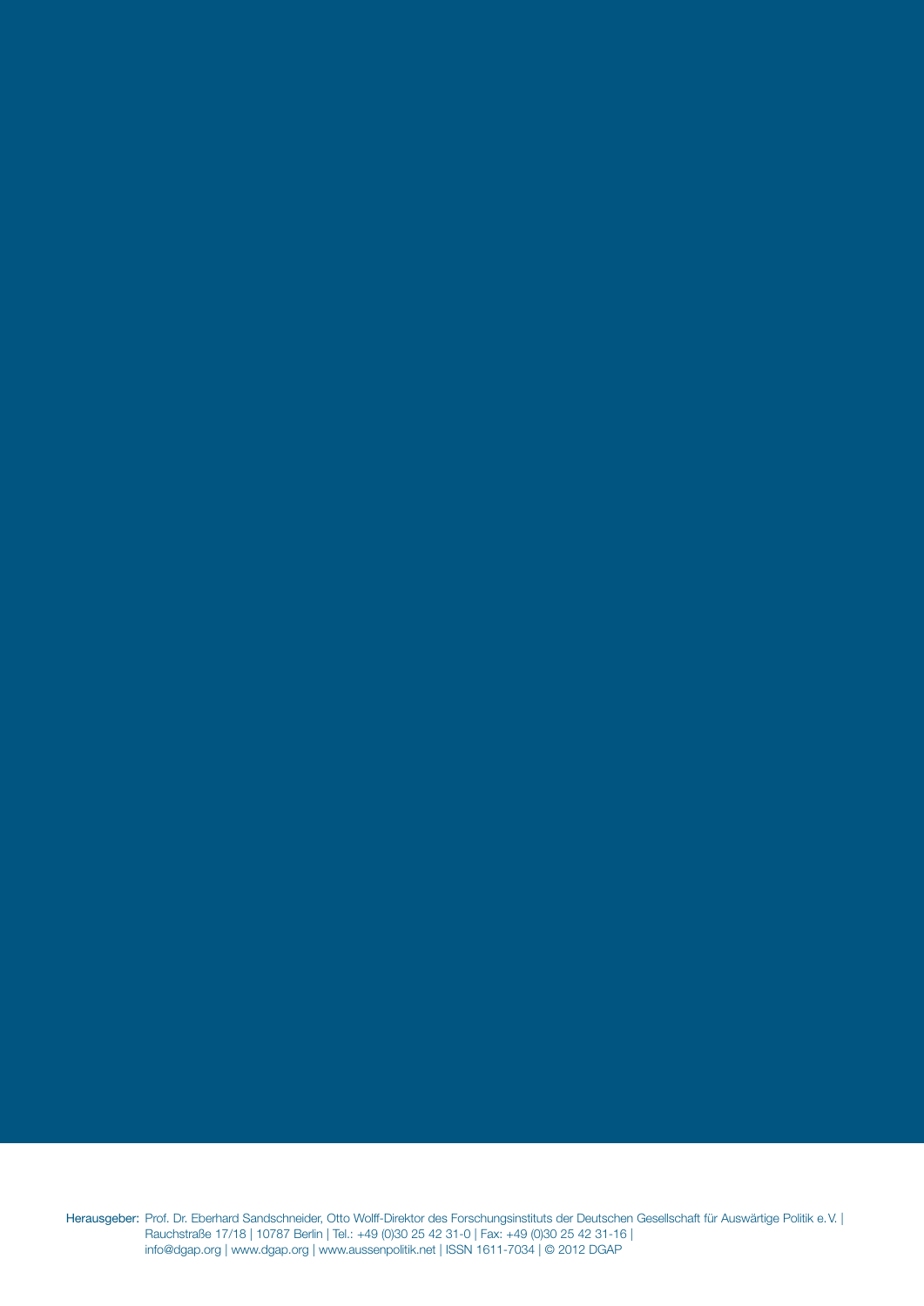**Herausgeber:** Prof. Dr. Eberhard Sandschneider, Otto Wolff-Direktor des Forschungsinstituts der Deutschen Gesellschaft für Auswärtige Politik e.V. | Rauchstraße 17/18 | 10787 Berlin | Tel.: +49 (0)30 25 42 31-0 | Fax: +49 (0)30 25 42 31-16 | info@dgap.org | www.dgap.org | www.aussenpolitik.net | ISSN 1611-7034 | © 2012 DGAP